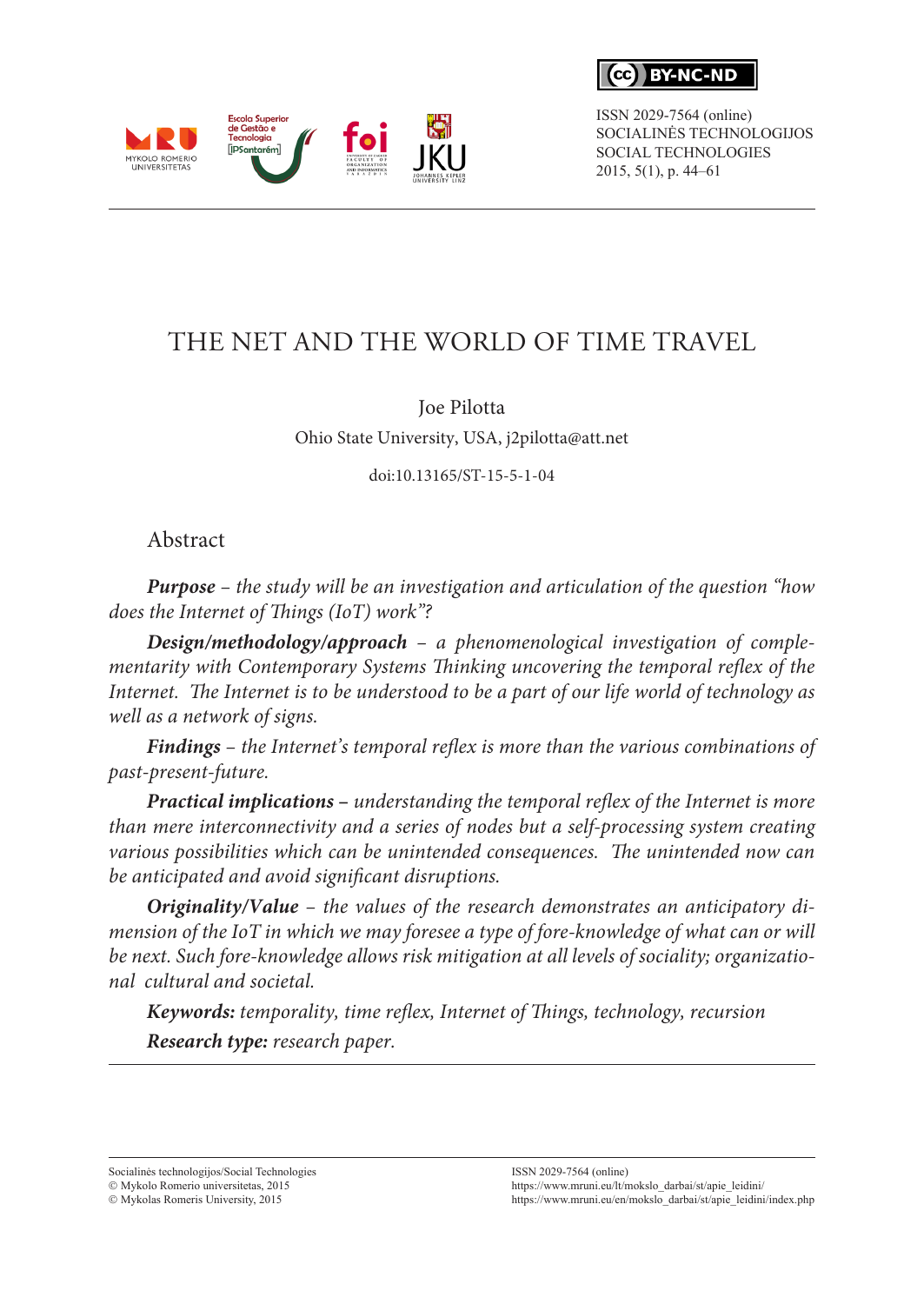ISSN 2029-7564 (online)
SOCIALINĖS TECHNOLOGIJOS
SOCIAL TECHNOLOGIES
2015, 5(1), p. 44–61

# THE NET AND THE WORLD OF TIME TRAVEL

Joe Pilotta

Ohio State University, USA, j2pilotta@att.net

doi:10.13165/ST-15-5-1-04

## Abstract

***Purpose*** *– the study will be an investigation and articulation of the question "how does the Internet of Things (IoT) work"?*

***Design/methodology/approach*** *– a phenomenological investigation of complementarity with Contemporary Systems Thinking uncovering the temporal reflex of the Internet. The Internet is to be understood to be a part of our life world of technology as well as a network of signs.*

***Findings*** *– the Internet's temporal reflex is more than the various combinations of past-present-future.*

***Practical implications –*** *understanding the temporal reflex of the Internet is more than mere interconnectivity and a series of nodes but a self-processing system creating various possibilities which can be unintended consequences. The unintended now can be anticipated and avoid significant disruptions.*

***Originality/Value*** *– the values of the research demonstrates an anticipatory dimension of the IoT in which we may foresee a type of fore-knowledge of what can or will be next. Such fore-knowledge allows risk mitigation at all levels of sociality; organizational cultural and societal.*

***Keywords:*** *temporality, time reflex, Internet of Things, technology, recursion*

***Research type:*** *research paper.*

Socialinės technologijos/Social Technologies
© Mykolo Romerio universitetas, 2015
© Mykolas Romeris University, 2015

ISSN 2029-7564 (online)
https://www.mruni.eu/lt/mokslo_darbai/st/apie_leidini/
https://www.mruni.eu/en/mokslo_darbai/st/apie_leidini/index.php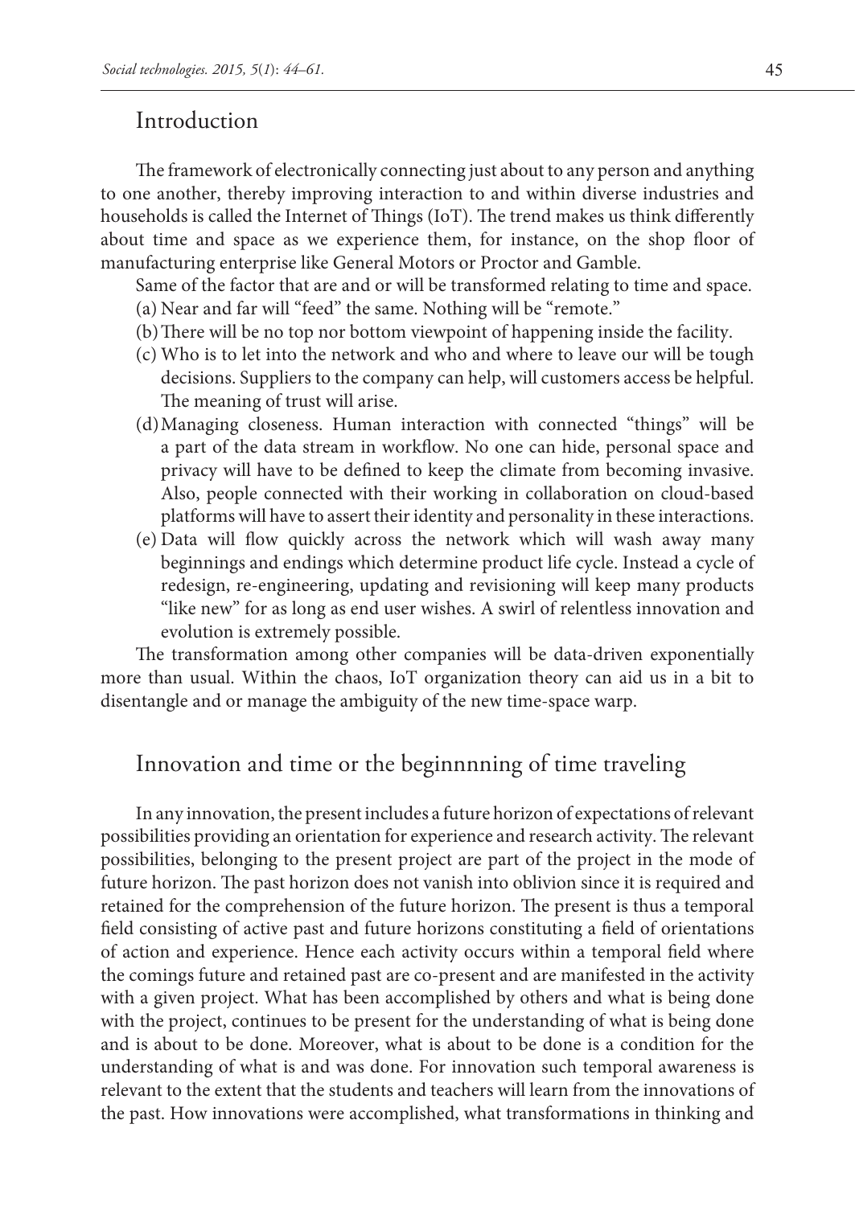## Introduction

The framework of electronically connecting just about to any person and anything to one another, thereby improving interaction to and within diverse industries and households is called the Internet of Things (IoT). The trend makes us think differently about time and space as we experience them, for instance, on the shop floor of manufacturing enterprise like General Motors or Proctor and Gamble.

Same of the factor that are and or will be transformed relating to time and space.

(a) Near and far will "feed" the same. Nothing will be "remote."

(b) There will be no top nor bottom viewpoint of happening inside the facility.

(c) Who is to let into the network and who and where to leave our will be tough decisions. Suppliers to the company can help, will customers access be helpful. The meaning of trust will arise.

(d) Managing closeness. Human interaction with connected "things" will be a part of the data stream in workflow. No one can hide, personal space and privacy will have to be defined to keep the climate from becoming invasive. Also, people connected with their working in collaboration on cloud-based platforms will have to assert their identity and personality in these interactions.

(e) Data will flow quickly across the network which will wash away many beginnings and endings which determine product life cycle. Instead a cycle of redesign, re-engineering, updating and revisioning will keep many products "like new" for as long as end user wishes. A swirl of relentless innovation and evolution is extremely possible.

The transformation among other companies will be data-driven exponentially more than usual. Within the chaos, IoT organization theory can aid us in a bit to disentangle and or manage the ambiguity of the new time-space warp.

## Innovation and time or the beginnnning of time traveling

In any innovation, the present includes a future horizon of expectations of relevant possibilities providing an orientation for experience and research activity. The relevant possibilities, belonging to the present project are part of the project in the mode of future horizon. The past horizon does not vanish into oblivion since it is required and retained for the comprehension of the future horizon. The present is thus a temporal field consisting of active past and future horizons constituting a field of orientations of action and experience. Hence each activity occurs within a temporal field where the comings future and retained past are co-present and are manifested in the activity with a given project. What has been accomplished by others and what is being done with the project, continues to be present for the understanding of what is being done and is about to be done. Moreover, what is about to be done is a condition for the understanding of what is and was done. For innovation such temporal awareness is relevant to the extent that the students and teachers will learn from the innovations of the past. How innovations were accomplished, what transformations in thinking and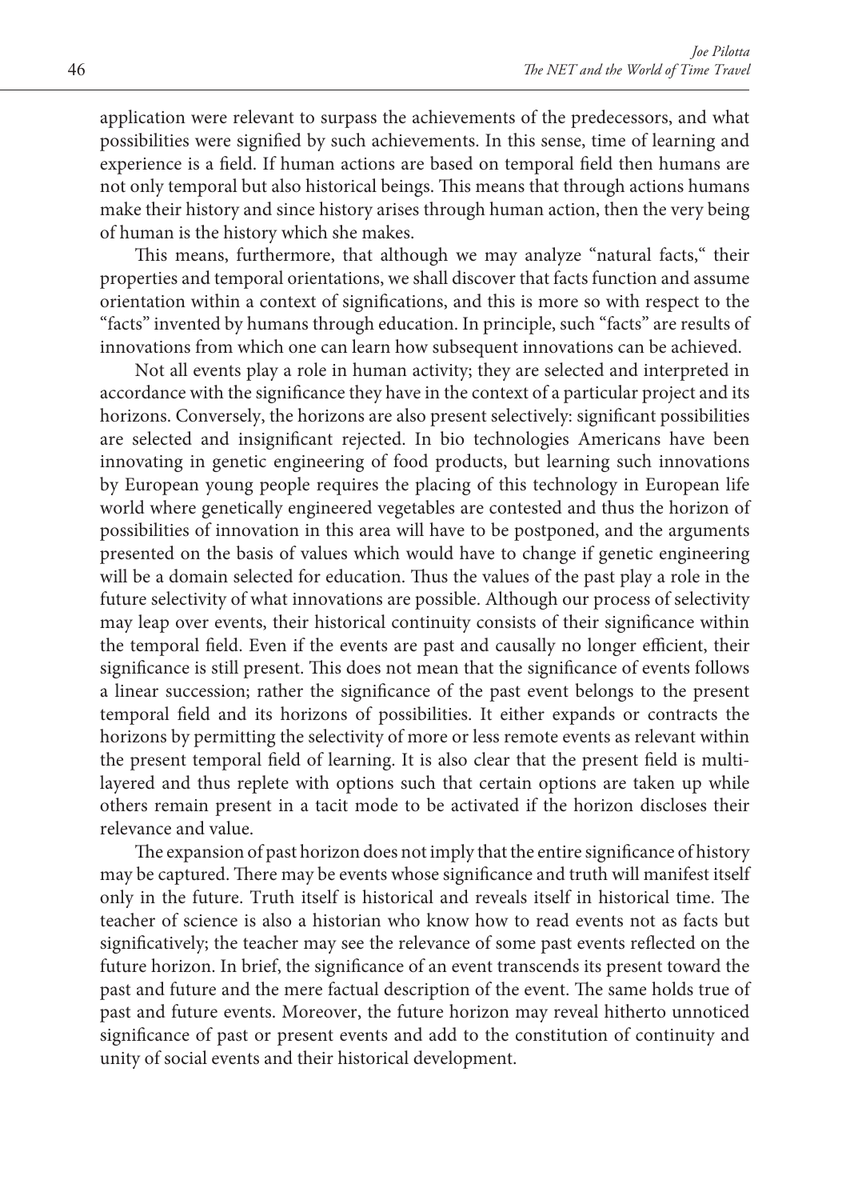application were relevant to surpass the achievements of the predecessors, and what possibilities were signified by such achievements. In this sense, time of learning and experience is a field. If human actions are based on temporal field then humans are not only temporal but also historical beings. This means that through actions humans make their history and since history arises through human action, then the very being of human is the history which she makes.

This means, furthermore, that although we may analyze "natural facts," their properties and temporal orientations, we shall discover that facts function and assume orientation within a context of significations, and this is more so with respect to the "facts" invented by humans through education. In principle, such "facts" are results of innovations from which one can learn how subsequent innovations can be achieved.

Not all events play a role in human activity; they are selected and interpreted in accordance with the significance they have in the context of a particular project and its horizons. Conversely, the horizons are also present selectively: significant possibilities are selected and insignificant rejected. In bio technologies Americans have been innovating in genetic engineering of food products, but learning such innovations by European young people requires the placing of this technology in European life world where genetically engineered vegetables are contested and thus the horizon of possibilities of innovation in this area will have to be postponed, and the arguments presented on the basis of values which would have to change if genetic engineering will be a domain selected for education. Thus the values of the past play a role in the future selectivity of what innovations are possible. Although our process of selectivity may leap over events, their historical continuity consists of their significance within the temporal field. Even if the events are past and causally no longer efficient, their significance is still present. This does not mean that the significance of events follows a linear succession; rather the significance of the past event belongs to the present temporal field and its horizons of possibilities. It either expands or contracts the horizons by permitting the selectivity of more or less remote events as relevant within the present temporal field of learning. It is also clear that the present field is multi-layered and thus replete with options such that certain options are taken up while others remain present in a tacit mode to be activated if the horizon discloses their relevance and value.

The expansion of past horizon does not imply that the entire significance of history may be captured. There may be events whose significance and truth will manifest itself only in the future. Truth itself is historical and reveals itself in historical time. The teacher of science is also a historian who know how to read events not as facts but significatively; the teacher may see the relevance of some past events reflected on the future horizon. In brief, the significance of an event transcends its present toward the past and future and the mere factual description of the event. The same holds true of past and future events. Moreover, the future horizon may reveal hitherto unnoticed significance of past or present events and add to the constitution of continuity and unity of social events and their historical development.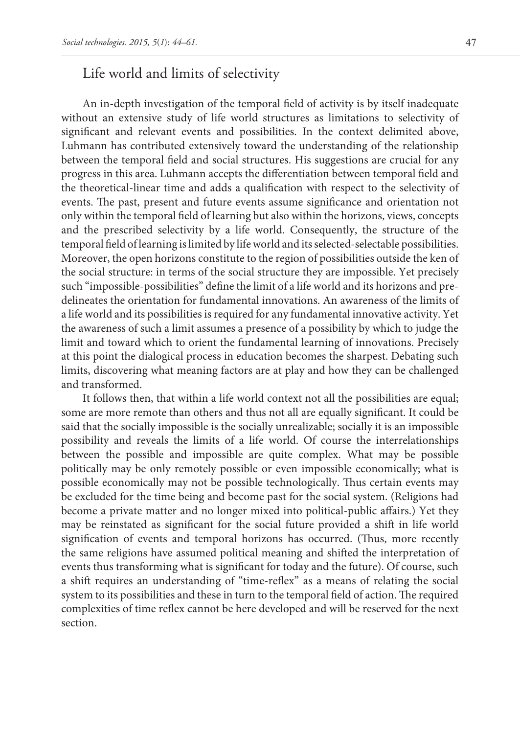## Life world and limits of selectivity

An in-depth investigation of the temporal field of activity is by itself inadequate without an extensive study of life world structures as limitations to selectivity of significant and relevant events and possibilities. In the context delimited above, Luhmann has contributed extensively toward the understanding of the relationship between the temporal field and social structures. His suggestions are crucial for any progress in this area. Luhmann accepts the differentiation between temporal field and the theoretical-linear time and adds a qualification with respect to the selectivity of events. The past, present and future events assume significance and orientation not only within the temporal field of learning but also within the horizons, views, concepts and the prescribed selectivity by a life world. Consequently, the structure of the temporal field of learning is limited by life world and its selected-selectable possibilities. Moreover, the open horizons constitute to the region of possibilities outside the ken of the social structure: in terms of the social structure they are impossible. Yet precisely such "impossible-possibilities" define the limit of a life world and its horizons and pre-delineates the orientation for fundamental innovations. An awareness of the limits of a life world and its possibilities is required for any fundamental innovative activity. Yet the awareness of such a limit assumes a presence of a possibility by which to judge the limit and toward which to orient the fundamental learning of innovations. Precisely at this point the dialogical process in education becomes the sharpest. Debating such limits, discovering what meaning factors are at play and how they can be challenged and transformed.

It follows then, that within a life world context not all the possibilities are equal; some are more remote than others and thus not all are equally significant. It could be said that the socially impossible is the socially unrealizable; socially it is an impossible possibility and reveals the limits of a life world. Of course the interrelationships between the possible and impossible are quite complex. What may be possible politically may be only remotely possible or even impossible economically; what is possible economically may not be possible technologically. Thus certain events may be excluded for the time being and become past for the social system. (Religions had become a private matter and no longer mixed into political-public affairs.) Yet they may be reinstated as significant for the social future provided a shift in life world signification of events and temporal horizons has occurred. (Thus, more recently the same religions have assumed political meaning and shifted the interpretation of events thus transforming what is significant for today and the future). Of course, such a shift requires an understanding of "time-reflex" as a means of relating the social system to its possibilities and these in turn to the temporal field of action. The required complexities of time reflex cannot be here developed and will be reserved for the next section.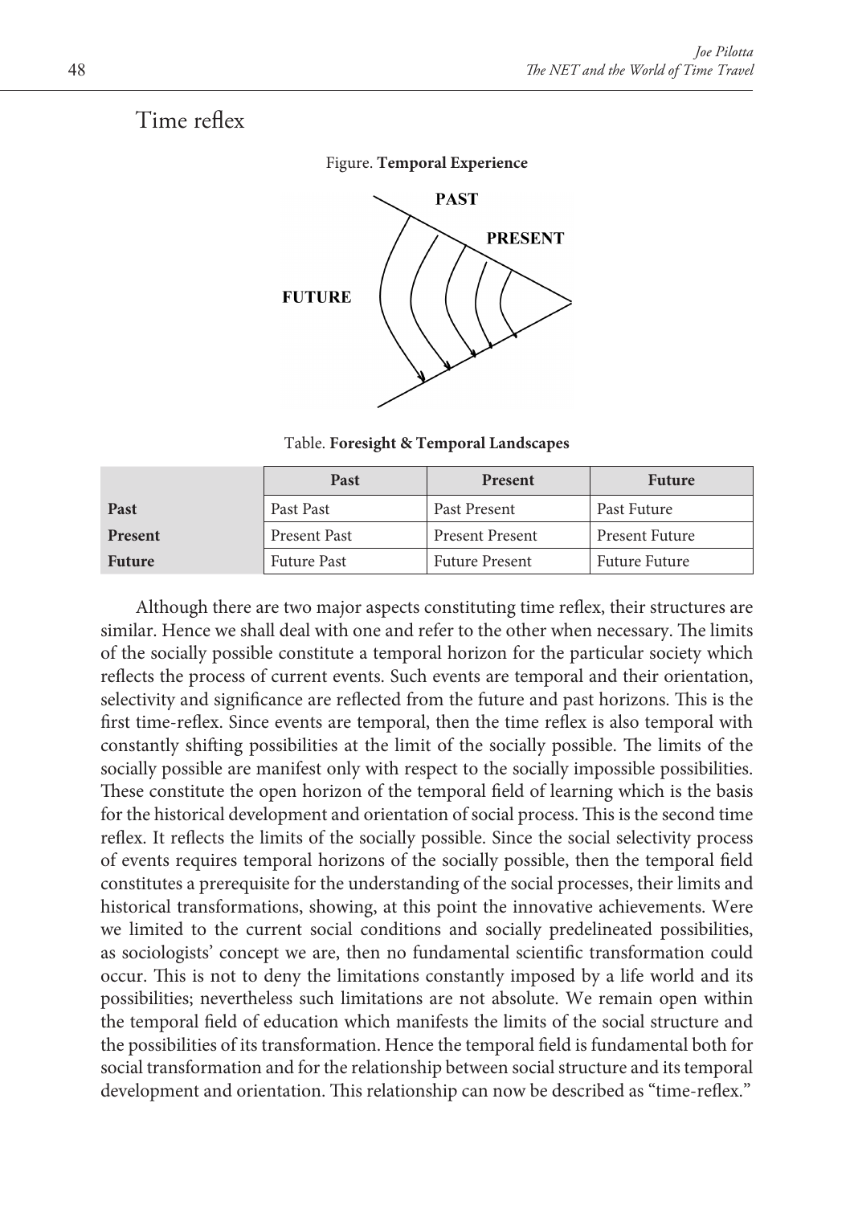## Time reflex

Figure. **Temporal Experience**

Table. **Foresight & Temporal Landscapes**

| | Past | Present | Future |
|---|---|---|---|
| **Past** | Past Past | Past Present | Past Future |
| **Present** | Present Past | Present Present | Present Future |
| **Future** | Future Past | Future Present | Future Future |

Although there are two major aspects constituting time reflex, their structures are similar. Hence we shall deal with one and refer to the other when necessary. The limits of the socially possible constitute a temporal horizon for the particular society which reflects the process of current events. Such events are temporal and their orientation, selectivity and significance are reflected from the future and past horizons. This is the first time-reflex. Since events are temporal, then the time reflex is also temporal with constantly shifting possibilities at the limit of the socially possible. The limits of the socially possible are manifest only with respect to the socially impossible possibilities. These constitute the open horizon of the temporal field of learning which is the basis for the historical development and orientation of social process. This is the second time reflex. It reflects the limits of the socially possible. Since the social selectivity process of events requires temporal horizons of the socially possible, then the temporal field constitutes a prerequisite for the understanding of the social processes, their limits and historical transformations, showing, at this point the innovative achievements. Were we limited to the current social conditions and socially predelineated possibilities, as sociologists' concept we are, then no fundamental scientific transformation could occur. This is not to deny the limitations constantly imposed by a life world and its possibilities; nevertheless such limitations are not absolute. We remain open within the temporal field of education which manifests the limits of the social structure and the possibilities of its transformation. Hence the temporal field is fundamental both for social transformation and for the relationship between social structure and its temporal development and orientation. This relationship can now be described as "time-reflex."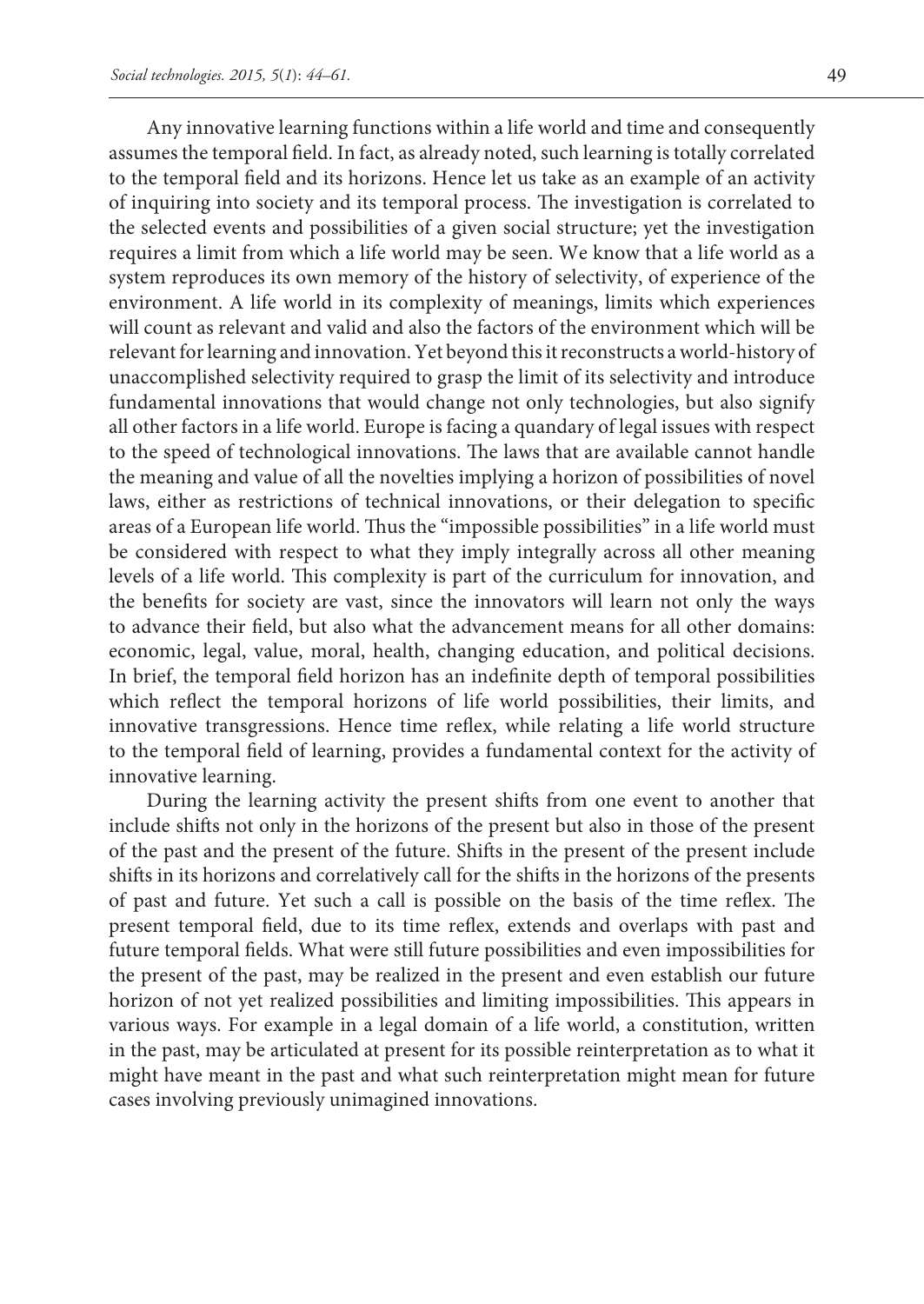Any innovative learning functions within a life world and time and consequently assumes the temporal field. In fact, as already noted, such learning is totally correlated to the temporal field and its horizons. Hence let us take as an example of an activity of inquiring into society and its temporal process. The investigation is correlated to the selected events and possibilities of a given social structure; yet the investigation requires a limit from which a life world may be seen. We know that a life world as a system reproduces its own memory of the history of selectivity, of experience of the environment. A life world in its complexity of meanings, limits which experiences will count as relevant and valid and also the factors of the environment which will be relevant for learning and innovation. Yet beyond this it reconstructs a world-history of unaccomplished selectivity required to grasp the limit of its selectivity and introduce fundamental innovations that would change not only technologies, but also signify all other factors in a life world. Europe is facing a quandary of legal issues with respect to the speed of technological innovations. The laws that are available cannot handle the meaning and value of all the novelties implying a horizon of possibilities of novel laws, either as restrictions of technical innovations, or their delegation to specific areas of a European life world. Thus the "impossible possibilities" in a life world must be considered with respect to what they imply integrally across all other meaning levels of a life world. This complexity is part of the curriculum for innovation, and the benefits for society are vast, since the innovators will learn not only the ways to advance their field, but also what the advancement means for all other domains: economic, legal, value, moral, health, changing education, and political decisions. In brief, the temporal field horizon has an indefinite depth of temporal possibilities which reflect the temporal horizons of life world possibilities, their limits, and innovative transgressions. Hence time reflex, while relating a life world structure to the temporal field of learning, provides a fundamental context for the activity of innovative learning.

During the learning activity the present shifts from one event to another that include shifts not only in the horizons of the present but also in those of the present of the past and the present of the future. Shifts in the present of the present include shifts in its horizons and correlatively call for the shifts in the horizons of the presents of past and future. Yet such a call is possible on the basis of the time reflex. The present temporal field, due to its time reflex, extends and overlaps with past and future temporal fields. What were still future possibilities and even impossibilities for the present of the past, may be realized in the present and even establish our future horizon of not yet realized possibilities and limiting impossibilities. This appears in various ways. For example in a legal domain of a life world, a constitution, written in the past, may be articulated at present for its possible reinterpretation as to what it might have meant in the past and what such reinterpretation might mean for future cases involving previously unimagined innovations.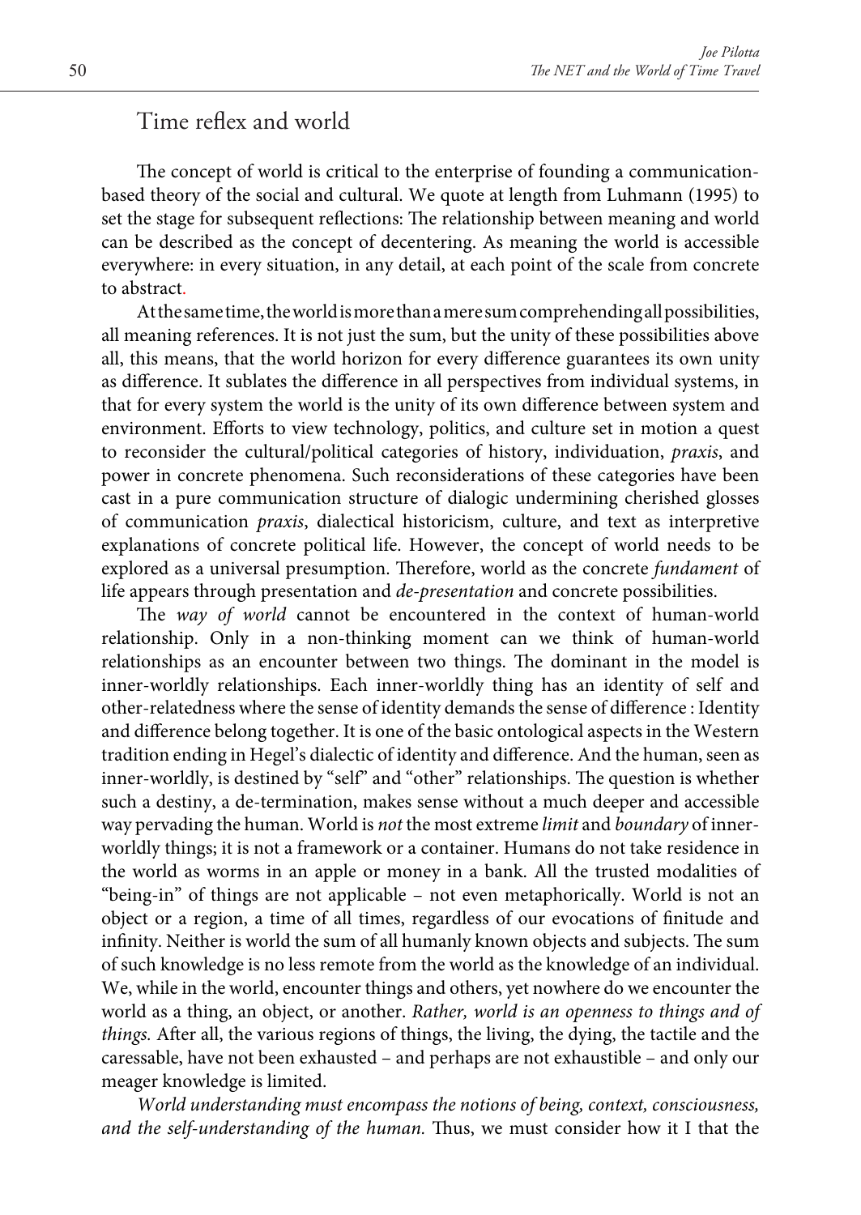## Time reflex and world

The concept of world is critical to the enterprise of founding a communication-based theory of the social and cultural. We quote at length from Luhmann (1995) to set the stage for subsequent reflections: The relationship between meaning and world can be described as the concept of decentering. As meaning the world is accessible everywhere: in every situation, in any detail, at each point of the scale from concrete to abstract.

At the same time, the world is more than a mere sum comprehending all possibilities, all meaning references. It is not just the sum, but the unity of these possibilities above all, this means, that the world horizon for every difference guarantees its own unity as difference. It sublates the difference in all perspectives from individual systems, in that for every system the world is the unity of its own difference between system and environment. Efforts to view technology, politics, and culture set in motion a quest to reconsider the cultural/political categories of history, individuation, *praxis*, and power in concrete phenomena. Such reconsiderations of these categories have been cast in a pure communication structure of dialogic undermining cherished glosses of communication *praxis*, dialectical historicism, culture, and text as interpretive explanations of concrete political life. However, the concept of world needs to be explored as a universal presumption. Therefore, world as the concrete *fundament* of life appears through presentation and *de-presentation* and concrete possibilities.

The *way of world* cannot be encountered in the context of human-world relationship. Only in a non-thinking moment can we think of human-world relationships as an encounter between two things. The dominant in the model is inner-worldly relationships. Each inner-worldly thing has an identity of self and other-relatedness where the sense of identity demands the sense of difference : Identity and difference belong together. It is one of the basic ontological aspects in the Western tradition ending in Hegel's dialectic of identity and difference. And the human, seen as inner-worldly, is destined by "self" and "other" relationships. The question is whether such a destiny, a de-termination, makes sense without a much deeper and accessible way pervading the human. World is *not* the most extreme *limit* and *boundary* of inner-worldly things; it is not a framework or a container. Humans do not take residence in the world as worms in an apple or money in a bank. All the trusted modalities of "being-in" of things are not applicable – not even metaphorically. World is not an object or a region, a time of all times, regardless of our evocations of finitude and infinity. Neither is world the sum of all humanly known objects and subjects. The sum of such knowledge is no less remote from the world as the knowledge of an individual. We, while in the world, encounter things and others, yet nowhere do we encounter the world as a thing, an object, or another. *Rather, world is an openness to things and of things.* After all, the various regions of things, the living, the dying, the tactile and the caressable, have not been exhausted – and perhaps are not exhaustible – and only our meager knowledge is limited.

*World understanding must encompass the notions of being, context, consciousness, and the self-understanding of the human.* Thus, we must consider how it I that the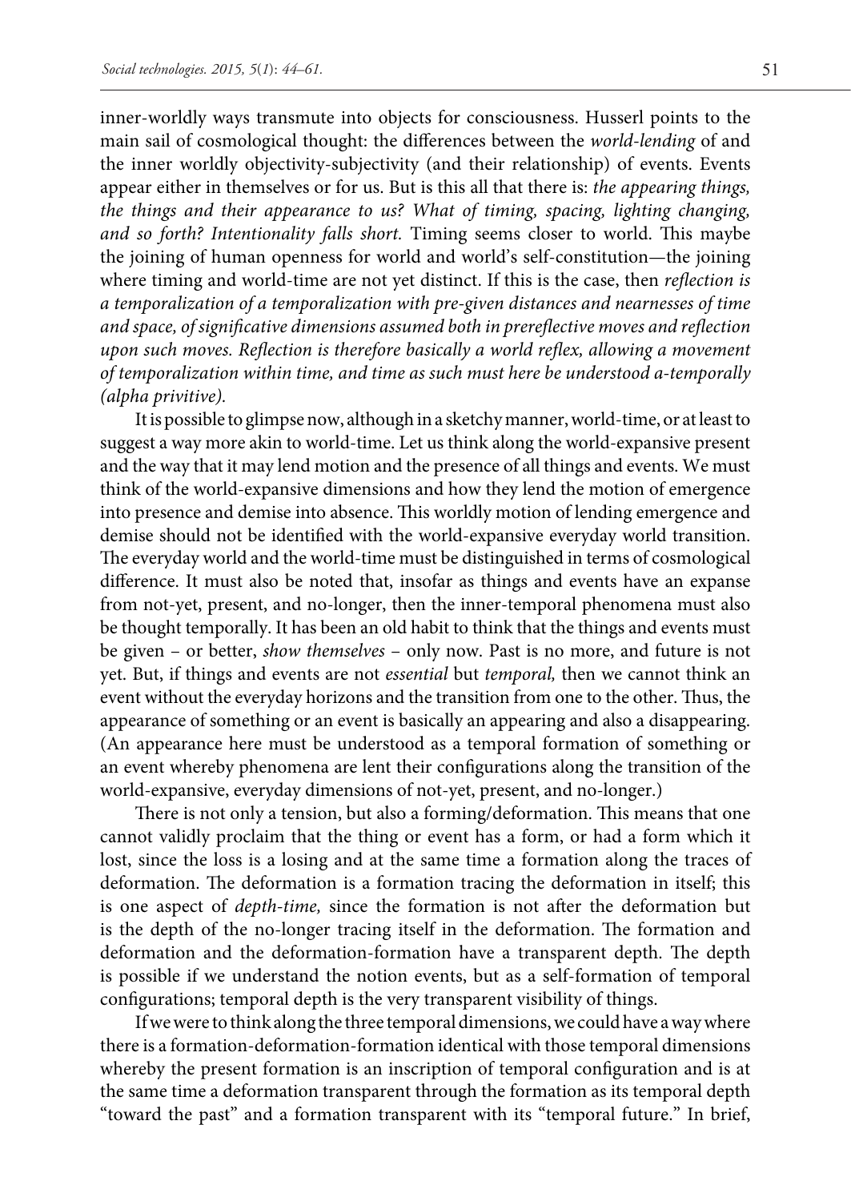inner-worldly ways transmute into objects for consciousness. Husserl points to the main sail of cosmological thought: the differences between the *world-lending* of and the inner worldly objectivity-subjectivity (and their relationship) of events. Events appear either in themselves or for us. But is this all that there is: *the appearing things, the things and their appearance to us? What of timing, spacing, lighting changing, and so forth? Intentionality falls short.* Timing seems closer to world. This maybe the joining of human openness for world and world's self-constitution—the joining where timing and world-time are not yet distinct. If this is the case, then *reflection is a temporalization of a temporalization with pre-given distances and nearnesses of time and space, of significative dimensions assumed both in prereflective moves and reflection upon such moves. Reflection is therefore basically a world reflex, allowing a movement of temporalization within time, and time as such must here be understood a-temporally (alpha privitive).*

It is possible to glimpse now, although in a sketchy manner, world-time, or at least to suggest a way more akin to world-time. Let us think along the world-expansive present and the way that it may lend motion and the presence of all things and events. We must think of the world-expansive dimensions and how they lend the motion of emergence into presence and demise into absence. This worldly motion of lending emergence and demise should not be identified with the world-expansive everyday world transition. The everyday world and the world-time must be distinguished in terms of cosmological difference. It must also be noted that, insofar as things and events have an expanse from not-yet, present, and no-longer, then the inner-temporal phenomena must also be thought temporally. It has been an old habit to think that the things and events must be given – or better, *show themselves* – only now. Past is no more, and future is not yet. But, if things and events are not *essential* but *temporal,* then we cannot think an event without the everyday horizons and the transition from one to the other. Thus, the appearance of something or an event is basically an appearing and also a disappearing. (An appearance here must be understood as a temporal formation of something or an event whereby phenomena are lent their configurations along the transition of the world-expansive, everyday dimensions of not-yet, present, and no-longer.)

There is not only a tension, but also a forming/deformation. This means that one cannot validly proclaim that the thing or event has a form, or had a form which it lost, since the loss is a losing and at the same time a formation along the traces of deformation. The deformation is a formation tracing the deformation in itself; this is one aspect of *depth-time,* since the formation is not after the deformation but is the depth of the no-longer tracing itself in the deformation. The formation and deformation and the deformation-formation have a transparent depth. The depth is possible if we understand the notion events, but as a self-formation of temporal configurations; temporal depth is the very transparent visibility of things.

If we were to think along the three temporal dimensions, we could have a way where there is a formation-deformation-formation identical with those temporal dimensions whereby the present formation is an inscription of temporal configuration and is at the same time a deformation transparent through the formation as its temporal depth "toward the past" and a formation transparent with its "temporal future." In brief,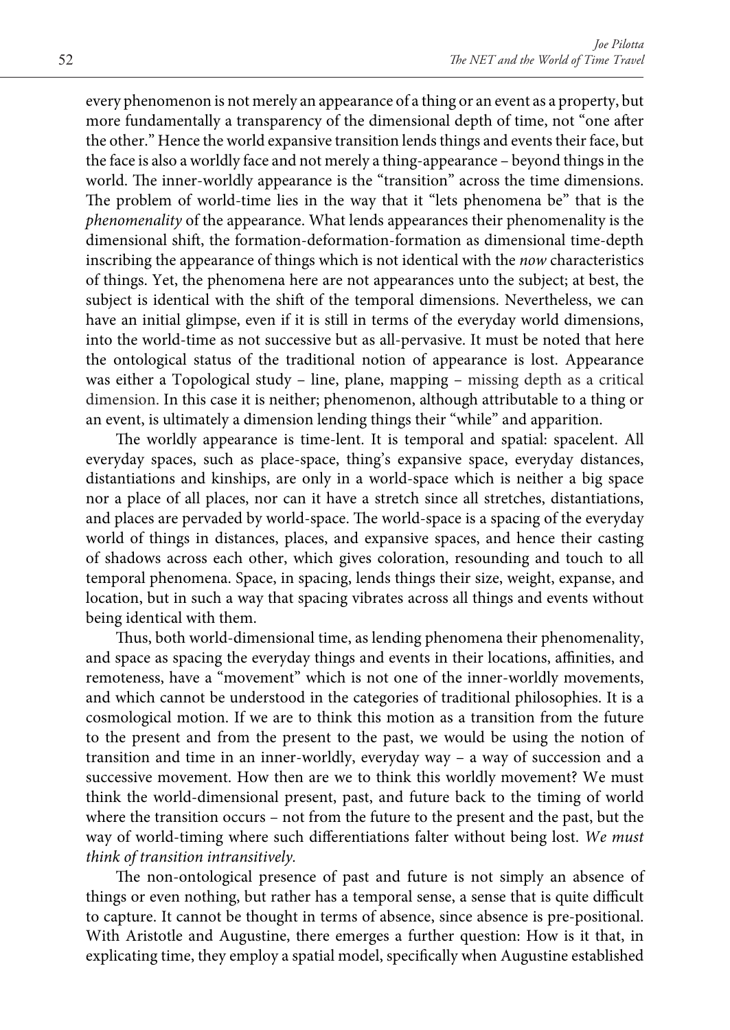every phenomenon is not merely an appearance of a thing or an event as a property, but more fundamentally a transparency of the dimensional depth of time, not "one after the other." Hence the world expansive transition lends things and events their face, but the face is also a worldly face and not merely a thing-appearance – beyond things in the world. The inner-worldly appearance is the "transition" across the time dimensions. The problem of world-time lies in the way that it "lets phenomena be" that is the *phenomenality* of the appearance. What lends appearances their phenomenality is the dimensional shift, the formation-deformation-formation as dimensional time-depth inscribing the appearance of things which is not identical with the *now* characteristics of things. Yet, the phenomena here are not appearances unto the subject; at best, the subject is identical with the shift of the temporal dimensions. Nevertheless, we can have an initial glimpse, even if it is still in terms of the everyday world dimensions, into the world-time as not successive but as all-pervasive. It must be noted that here the ontological status of the traditional notion of appearance is lost. Appearance was either a Topological study – line, plane, mapping – missing depth as a critical dimension. In this case it is neither; phenomenon, although attributable to a thing or an event, is ultimately a dimension lending things their "while" and apparition.

The worldly appearance is time-lent. It is temporal and spatial: spacelent. All everyday spaces, such as place-space, thing's expansive space, everyday distances, distantiations and kinships, are only in a world-space which is neither a big space nor a place of all places, nor can it have a stretch since all stretches, distantiations, and places are pervaded by world-space. The world-space is a spacing of the everyday world of things in distances, places, and expansive spaces, and hence their casting of shadows across each other, which gives coloration, resounding and touch to all temporal phenomena. Space, in spacing, lends things their size, weight, expanse, and location, but in such a way that spacing vibrates across all things and events without being identical with them.

Thus, both world-dimensional time, as lending phenomena their phenomenality, and space as spacing the everyday things and events in their locations, affinities, and remoteness, have a "movement" which is not one of the inner-worldly movements, and which cannot be understood in the categories of traditional philosophies. It is a cosmological motion. If we are to think this motion as a transition from the future to the present and from the present to the past, we would be using the notion of transition and time in an inner-worldly, everyday way – a way of succession and a successive movement. How then are we to think this worldly movement? We must think the world-dimensional present, past, and future back to the timing of world where the transition occurs – not from the future to the present and the past, but the way of world-timing where such differentiations falter without being lost. *We must think of transition intransitively.*

The non-ontological presence of past and future is not simply an absence of things or even nothing, but rather has a temporal sense, a sense that is quite difficult to capture. It cannot be thought in terms of absence, since absence is pre-positional. With Aristotle and Augustine, there emerges a further question: How is it that, in explicating time, they employ a spatial model, specifically when Augustine established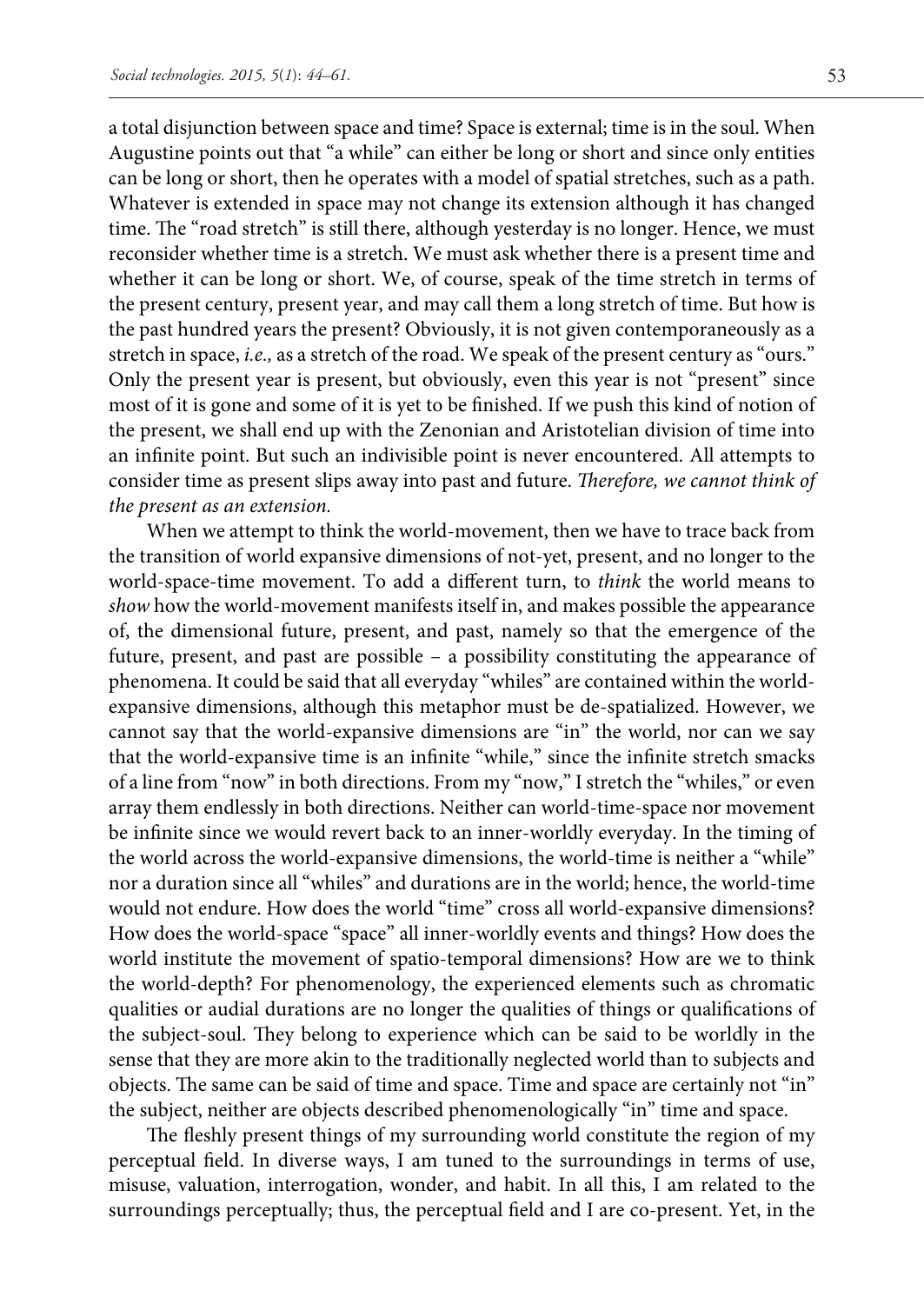a total disjunction between space and time? Space is external; time is in the soul. When Augustine points out that "a while" can either be long or short and since only entities can be long or short, then he operates with a model of spatial stretches, such as a path. Whatever is extended in space may not change its extension although it has changed time. The "road stretch" is still there, although yesterday is no longer. Hence, we must reconsider whether time is a stretch. We must ask whether there is a present time and whether it can be long or short. We, of course, speak of the time stretch in terms of the present century, present year, and may call them a long stretch of time. But how is the past hundred years the present? Obviously, it is not given contemporaneously as a stretch in space, *i.e.,* as a stretch of the road. We speak of the present century as "ours." Only the present year is present, but obviously, even this year is not "present" since most of it is gone and some of it is yet to be finished. If we push this kind of notion of the present, we shall end up with the Zenonian and Aristotelian division of time into an infinite point. But such an indivisible point is never encountered. All attempts to consider time as present slips away into past and future. *Therefore, we cannot think of the present as an extension.*

When we attempt to think the world-movement, then we have to trace back from the transition of world expansive dimensions of not-yet, present, and no longer to the world-space-time movement. To add a different turn, to *think* the world means to *show* how the world-movement manifests itself in, and makes possible the appearance of, the dimensional future, present, and past, namely so that the emergence of the future, present, and past are possible – a possibility constituting the appearance of phenomena. It could be said that all everyday "whiles" are contained within the world-expansive dimensions, although this metaphor must be de-spatialized. However, we cannot say that the world-expansive dimensions are "in" the world, nor can we say that the world-expansive time is an infinite "while," since the infinite stretch smacks of a line from "now" in both directions. From my "now," I stretch the "whiles," or even array them endlessly in both directions. Neither can world-time-space nor movement be infinite since we would revert back to an inner-worldly everyday. In the timing of the world across the world-expansive dimensions, the world-time is neither a "while" nor a duration since all "whiles" and durations are in the world; hence, the world-time would not endure. How does the world "time" cross all world-expansive dimensions? How does the world-space "space" all inner-worldly events and things? How does the world institute the movement of spatio-temporal dimensions? How are we to think the world-depth? For phenomenology, the experienced elements such as chromatic qualities or audial durations are no longer the qualities of things or qualifications of the subject-soul. They belong to experience which can be said to be worldly in the sense that they are more akin to the traditionally neglected world than to subjects and objects. The same can be said of time and space. Time and space are certainly not "in" the subject, neither are objects described phenomenologically "in" time and space.

The fleshly present things of my surrounding world constitute the region of my perceptual field. In diverse ways, I am tuned to the surroundings in terms of use, misuse, valuation, interrogation, wonder, and habit. In all this, I am related to the surroundings perceptually; thus, the perceptual field and I are co-present. Yet, in the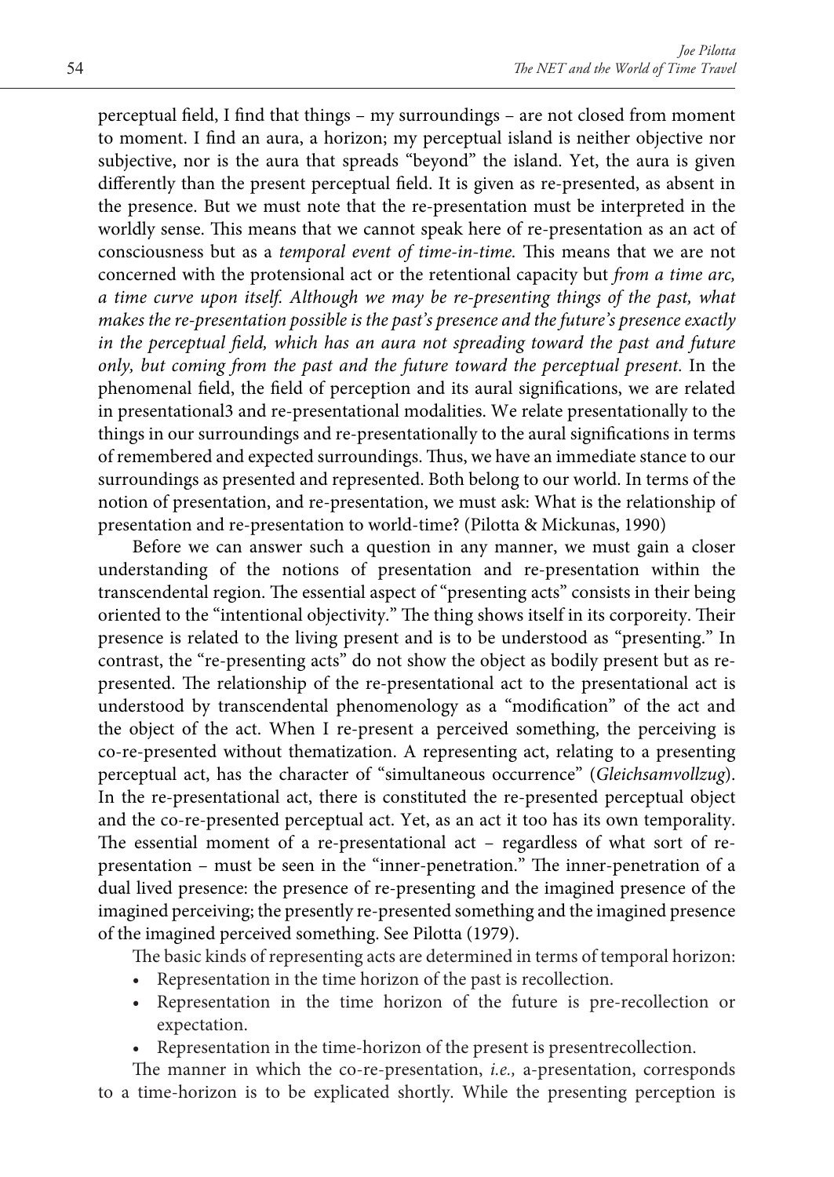perceptual field, I find that things – my surroundings – are not closed from moment to moment. I find an aura, a horizon; my perceptual island is neither objective nor subjective, nor is the aura that spreads "beyond" the island. Yet, the aura is given differently than the present perceptual field. It is given as re-presented, as absent in the presence. But we must note that the re-presentation must be interpreted in the worldly sense. This means that we cannot speak here of re-presentation as an act of consciousness but as a *temporal event of time-in-time*. This means that we are not concerned with the protensional act or the retentional capacity but *from a time arc, a time curve upon itself. Although we may be re-presenting things of the past, what makes the re-presentation possible is the past's presence and the future's presence exactly in the perceptual field, which has an aura not spreading toward the past and future only, but coming from the past and the future toward the perceptual present*. In the phenomenal field, the field of perception and its aural significations, we are related in presentational3 and re-presentational modalities. We relate presentationally to the things in our surroundings and re-presentationally to the aural significations in terms of remembered and expected surroundings. Thus, we have an immediate stance to our surroundings as presented and represented. Both belong to our world. In terms of the notion of presentation, and re-presentation, we must ask: What is the relationship of presentation and re-presentation to world-time? (Pilotta & Mickunas, 1990)

Before we can answer such a question in any manner, we must gain a closer understanding of the notions of presentation and re-presentation within the transcendental region. The essential aspect of "presenting acts" consists in their being oriented to the "intentional objectivity." The thing shows itself in its corporeity. Their presence is related to the living present and is to be understood as "presenting." In contrast, the "re-presenting acts" do not show the object as bodily present but as re-presented. The relationship of the re-presentational act to the presentational act is understood by transcendental phenomenology as a "modification" of the act and the object of the act. When I re-present a perceived something, the perceiving is co-re-presented without thematization. A representing act, relating to a presenting perceptual act, has the character of "simultaneous occurrence" (*Gleichsamvollzug*). In the re-presentational act, there is constituted the re-presented perceptual object and the co-re-presented perceptual act. Yet, as an act it too has its own temporality. The essential moment of a re-presentational act – regardless of what sort of re-presentation – must be seen in the "inner-penetration." The inner-penetration of a dual lived presence: the presence of re-presenting and the imagined presence of the imagined perceiving; the presently re-presented something and the imagined presence of the imagined perceived something. See Pilotta (1979).

The basic kinds of representing acts are determined in terms of temporal horizon:

- Representation in the time horizon of the past is recollection.
- Representation in the time horizon of the future is pre-recollection or expectation.
- Representation in the time-horizon of the present is presentrecollection.

The manner in which the co-re-presentation, *i.e.,* a-presentation, corresponds to a time-horizon is to be explicated shortly. While the presenting perception is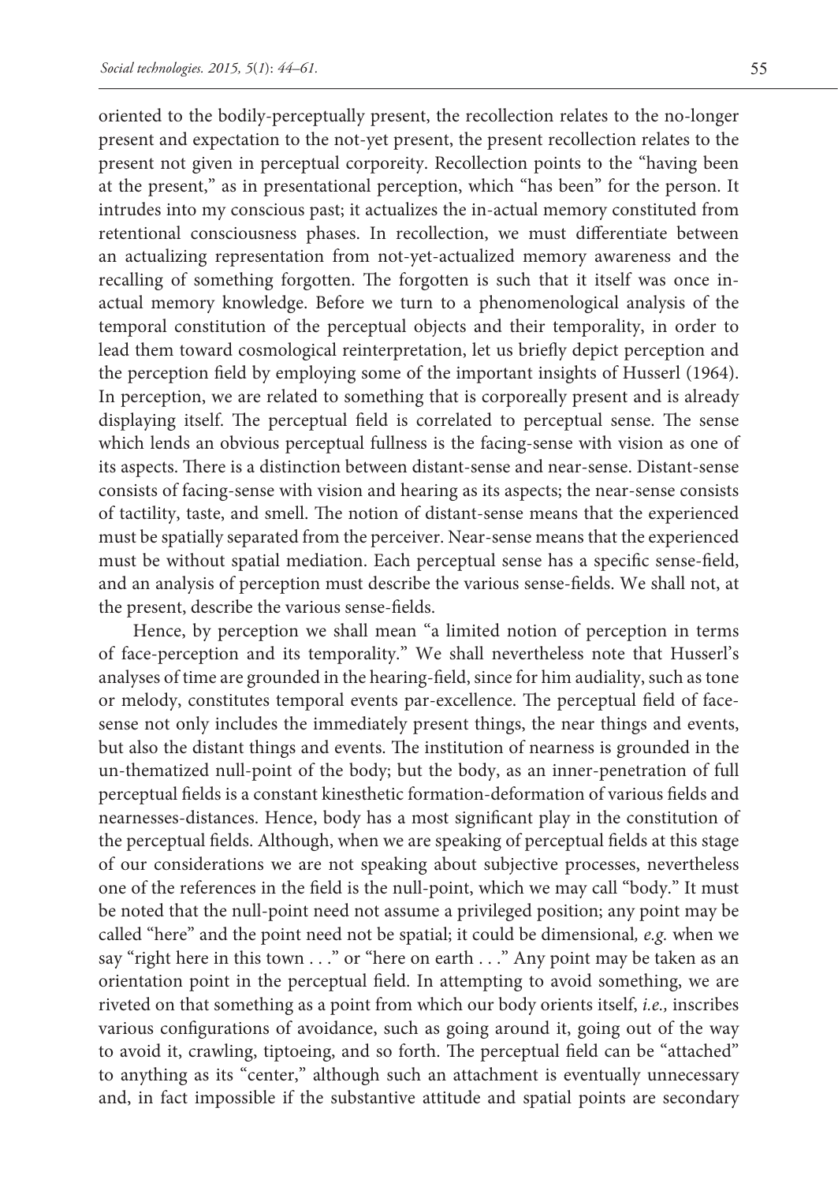oriented to the bodily-perceptually present, the recollection relates to the no-longer present and expectation to the not-yet present, the present recollection relates to the present not given in perceptual corporeity. Recollection points to the "having been at the present," as in presentational perception, which "has been" for the person. It intrudes into my conscious past; it actualizes the in-actual memory constituted from retentional consciousness phases. In recollection, we must differentiate between an actualizing representation from not-yet-actualized memory awareness and the recalling of something forgotten. The forgotten is such that it itself was once in-actual memory knowledge. Before we turn to a phenomenological analysis of the temporal constitution of the perceptual objects and their temporality, in order to lead them toward cosmological reinterpretation, let us briefly depict perception and the perception field by employing some of the important insights of Husserl (1964). In perception, we are related to something that is corporeally present and is already displaying itself. The perceptual field is correlated to perceptual sense. The sense which lends an obvious perceptual fullness is the facing-sense with vision as one of its aspects. There is a distinction between distant-sense and near-sense. Distant-sense consists of facing-sense with vision and hearing as its aspects; the near-sense consists of tactility, taste, and smell. The notion of distant-sense means that the experienced must be spatially separated from the perceiver. Near-sense means that the experienced must be without spatial mediation. Each perceptual sense has a specific sense-field, and an analysis of perception must describe the various sense-fields. We shall not, at the present, describe the various sense-fields.

Hence, by perception we shall mean "a limited notion of perception in terms of face-perception and its temporality." We shall nevertheless note that Husserl's analyses of time are grounded in the hearing-field, since for him audiality, such as tone or melody, constitutes temporal events par-excellence. The perceptual field of face-sense not only includes the immediately present things, the near things and events, but also the distant things and events. The institution of nearness is grounded in the un-thematized null-point of the body; but the body, as an inner-penetration of full perceptual fields is a constant kinesthetic formation-deformation of various fields and nearnesses-distances. Hence, body has a most significant play in the constitution of the perceptual fields. Although, when we are speaking of perceptual fields at this stage of our considerations we are not speaking about subjective processes, nevertheless one of the references in the field is the null-point, which we may call "body." It must be noted that the null-point need not assume a privileged position; any point may be called "here" and the point need not be spatial; it could be dimensional*, e.g.* when we say "right here in this town . . ." or "here on earth . . ." Any point may be taken as an orientation point in the perceptual field. In attempting to avoid something, we are riveted on that something as a point from which our body orients itself, *i.e.,* inscribes various configurations of avoidance, such as going around it, going out of the way to avoid it, crawling, tiptoeing, and so forth. The perceptual field can be "attached" to anything as its "center," although such an attachment is eventually unnecessary and, in fact impossible if the substantive attitude and spatial points are secondary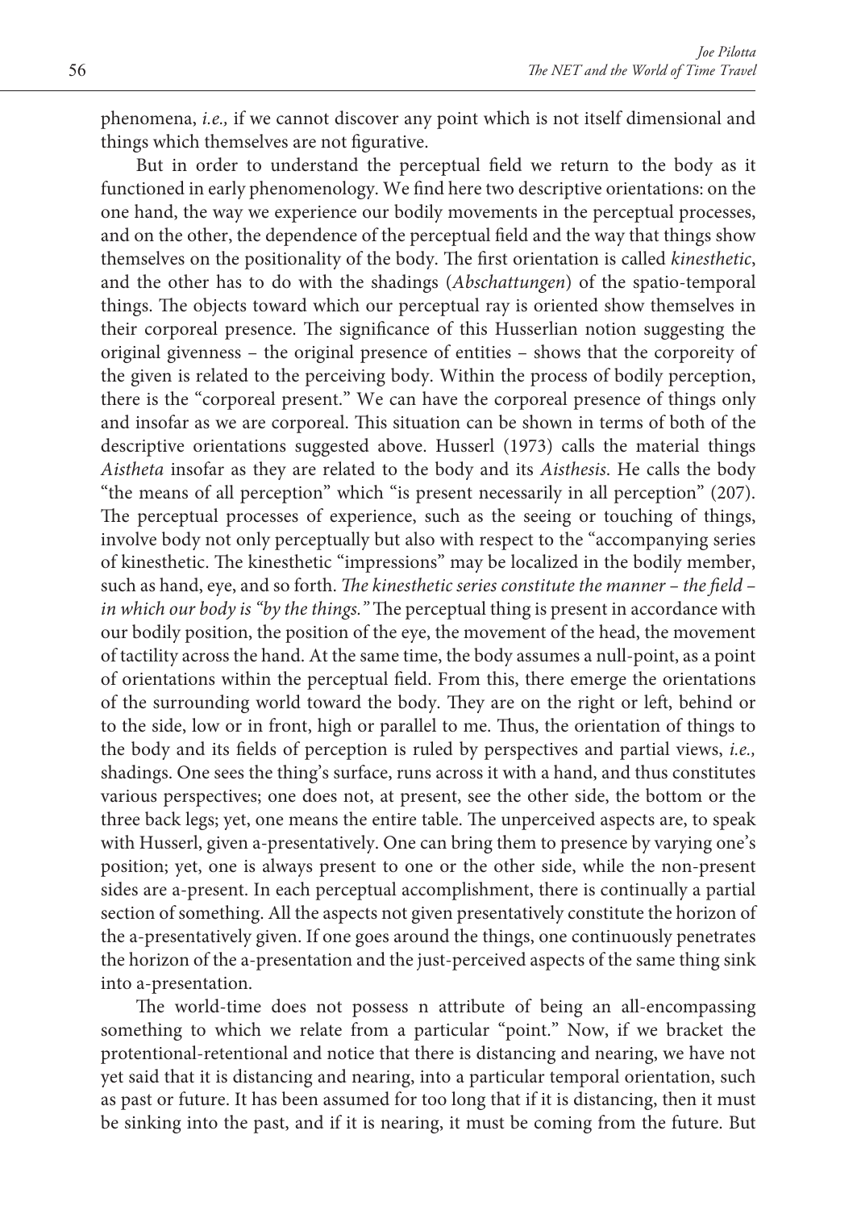phenomena, *i.e.,* if we cannot discover any point which is not itself dimensional and things which themselves are not figurative.

But in order to understand the perceptual field we return to the body as it functioned in early phenomenology. We find here two descriptive orientations: on the one hand, the way we experience our bodily movements in the perceptual processes, and on the other, the dependence of the perceptual field and the way that things show themselves on the positionality of the body. The first orientation is called *kinesthetic*, and the other has to do with the shadings (*Abschattungen*) of the spatio-temporal things. The objects toward which our perceptual ray is oriented show themselves in their corporeal presence. The significance of this Husserlian notion suggesting the original givenness – the original presence of entities – shows that the corporeity of the given is related to the perceiving body. Within the process of bodily perception, there is the "corporeal present." We can have the corporeal presence of things only and insofar as we are corporeal. This situation can be shown in terms of both of the descriptive orientations suggested above. Husserl (1973) calls the material things *Aistheta* insofar as they are related to the body and its *Aisthesis*. He calls the body "the means of all perception" which "is present necessarily in all perception" (207). The perceptual processes of experience, such as the seeing or touching of things, involve body not only perceptually but also with respect to the "accompanying series of kinesthetic. The kinesthetic "impressions" may be localized in the bodily member, such as hand, eye, and so forth. *The kinesthetic series constitute the manner – the field – in which our body is "by the things."* The perceptual thing is present in accordance with our bodily position, the position of the eye, the movement of the head, the movement of tactility across the hand. At the same time, the body assumes a null-point, as a point of orientations within the perceptual field. From this, there emerge the orientations of the surrounding world toward the body. They are on the right or left, behind or to the side, low or in front, high or parallel to me. Thus, the orientation of things to the body and its fields of perception is ruled by perspectives and partial views, *i.e.,* shadings. One sees the thing's surface, runs across it with a hand, and thus constitutes various perspectives; one does not, at present, see the other side, the bottom or the three back legs; yet, one means the entire table. The unperceived aspects are, to speak with Husserl, given a-presentatively. One can bring them to presence by varying one's position; yet, one is always present to one or the other side, while the non-present sides are a-present. In each perceptual accomplishment, there is continually a partial section of something. All the aspects not given presentatively constitute the horizon of the a-presentatively given. If one goes around the things, one continuously penetrates the horizon of the a-presentation and the just-perceived aspects of the same thing sink into a-presentation.

The world-time does not possess n attribute of being an all-encompassing something to which we relate from a particular "point." Now, if we bracket the protentional-retentional and notice that there is distancing and nearing, we have not yet said that it is distancing and nearing, into a particular temporal orientation, such as past or future. It has been assumed for too long that if it is distancing, then it must be sinking into the past, and if it is nearing, it must be coming from the future. But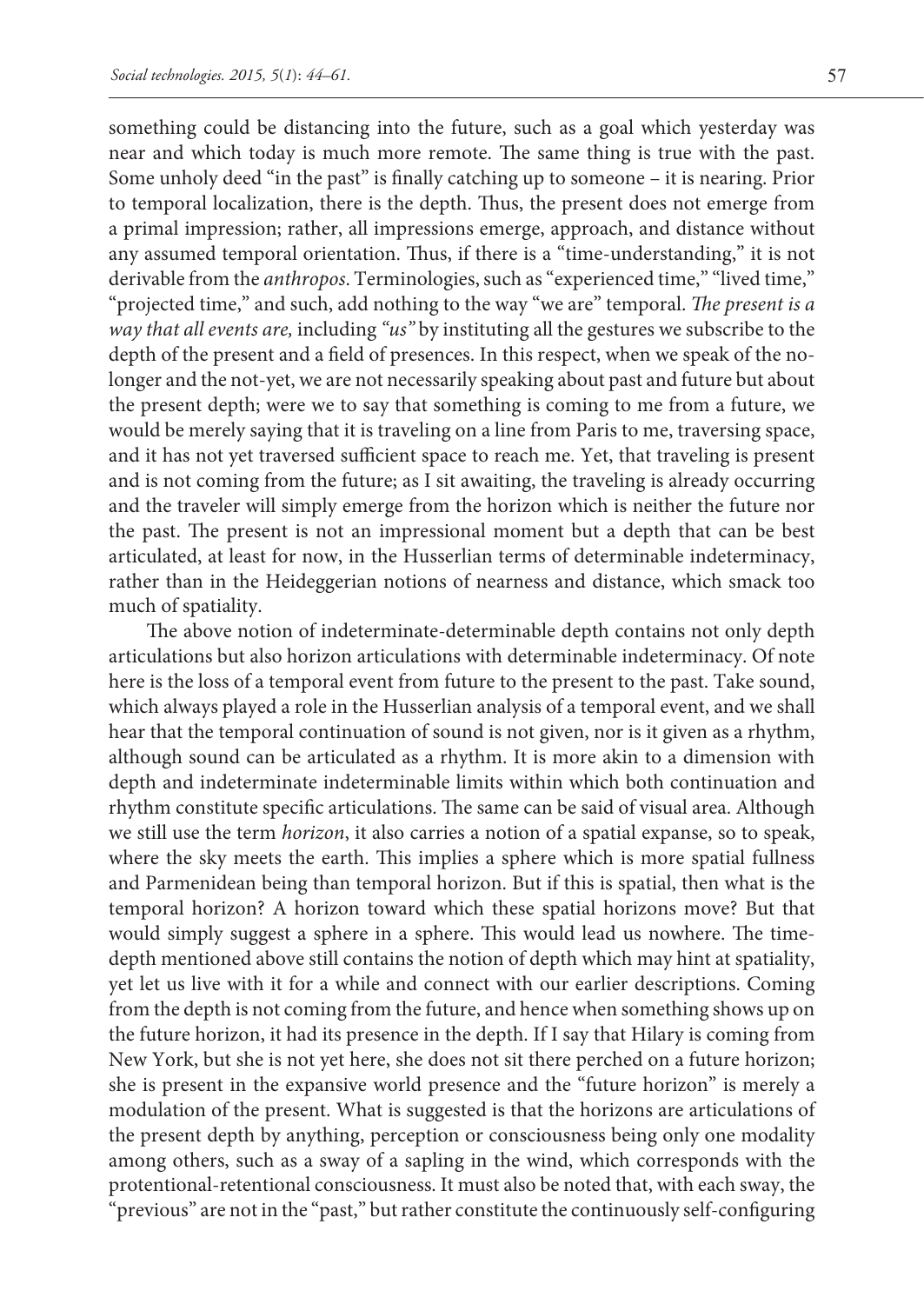something could be distancing into the future, such as a goal which yesterday was near and which today is much more remote. The same thing is true with the past. Some unholy deed "in the past" is finally catching up to someone – it is nearing. Prior to temporal localization, there is the depth. Thus, the present does not emerge from a primal impression; rather, all impressions emerge, approach, and distance without any assumed temporal orientation. Thus, if there is a "time-understanding," it is not derivable from the *anthropos*. Terminologies, such as "experienced time," "lived time," "projected time," and such, add nothing to the way "we are" temporal. *The present is a way that all events are,* including *"us"* by instituting all the gestures we subscribe to the depth of the present and a field of presences. In this respect, when we speak of the no-longer and the not-yet, we are not necessarily speaking about past and future but about the present depth; were we to say that something is coming to me from a future, we would be merely saying that it is traveling on a line from Paris to me, traversing space, and it has not yet traversed sufficient space to reach me. Yet, that traveling is present and is not coming from the future; as I sit awaiting, the traveling is already occurring and the traveler will simply emerge from the horizon which is neither the future nor the past. The present is not an impressional moment but a depth that can be best articulated, at least for now, in the Husserlian terms of determinable indeterminacy, rather than in the Heideggerian notions of nearness and distance, which smack too much of spatiality.

The above notion of indeterminate-determinable depth contains not only depth articulations but also horizon articulations with determinable indeterminacy. Of note here is the loss of a temporal event from future to the present to the past. Take sound, which always played a role in the Husserlian analysis of a temporal event, and we shall hear that the temporal continuation of sound is not given, nor is it given as a rhythm, although sound can be articulated as a rhythm. It is more akin to a dimension with depth and indeterminate indeterminable limits within which both continuation and rhythm constitute specific articulations. The same can be said of visual area. Although we still use the term *horizon*, it also carries a notion of a spatial expanse, so to speak, where the sky meets the earth. This implies a sphere which is more spatial fullness and Parmenidean being than temporal horizon. But if this is spatial, then what is the temporal horizon? A horizon toward which these spatial horizons move? But that would simply suggest a sphere in a sphere. This would lead us nowhere. The time-depth mentioned above still contains the notion of depth which may hint at spatiality, yet let us live with it for a while and connect with our earlier descriptions. Coming from the depth is not coming from the future, and hence when something shows up on the future horizon, it had its presence in the depth. If I say that Hilary is coming from New York, but she is not yet here, she does not sit there perched on a future horizon; she is present in the expansive world presence and the "future horizon" is merely a modulation of the present. What is suggested is that the horizons are articulations of the present depth by anything, perception or consciousness being only one modality among others, such as a sway of a sapling in the wind, which corresponds with the protentional-retentional consciousness. It must also be noted that, with each sway, the "previous" are not in the "past," but rather constitute the continuously self-configuring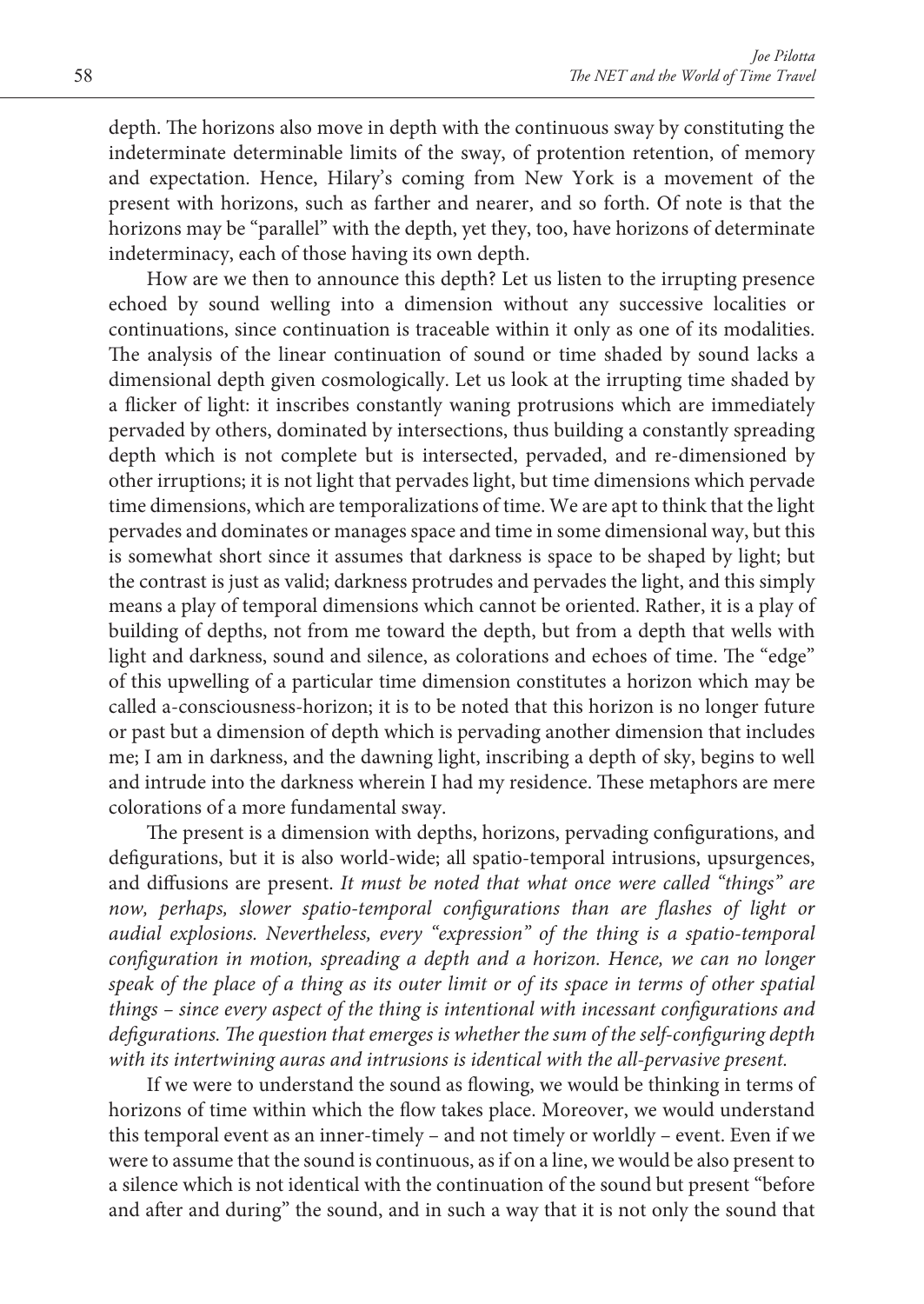depth. The horizons also move in depth with the continuous sway by constituting the indeterminate determinable limits of the sway, of protention retention, of memory and expectation. Hence, Hilary's coming from New York is a movement of the present with horizons, such as farther and nearer, and so forth. Of note is that the horizons may be "parallel" with the depth, yet they, too, have horizons of determinate indeterminacy, each of those having its own depth.

How are we then to announce this depth? Let us listen to the irrupting presence echoed by sound welling into a dimension without any successive localities or continuations, since continuation is traceable within it only as one of its modalities. The analysis of the linear continuation of sound or time shaded by sound lacks a dimensional depth given cosmologically. Let us look at the irrupting time shaded by a flicker of light: it inscribes constantly waning protrusions which are immediately pervaded by others, dominated by intersections, thus building a constantly spreading depth which is not complete but is intersected, pervaded, and re-dimensioned by other irruptions; it is not light that pervades light, but time dimensions which pervade time dimensions, which are temporalizations of time. We are apt to think that the light pervades and dominates or manages space and time in some dimensional way, but this is somewhat short since it assumes that darkness is space to be shaped by light; but the contrast is just as valid; darkness protrudes and pervades the light, and this simply means a play of temporal dimensions which cannot be oriented. Rather, it is a play of building of depths, not from me toward the depth, but from a depth that wells with light and darkness, sound and silence, as colorations and echoes of time. The "edge" of this upwelling of a particular time dimension constitutes a horizon which may be called a-consciousness-horizon; it is to be noted that this horizon is no longer future or past but a dimension of depth which is pervading another dimension that includes me; I am in darkness, and the dawning light, inscribing a depth of sky, begins to well and intrude into the darkness wherein I had my residence. These metaphors are mere colorations of a more fundamental sway.

The present is a dimension with depths, horizons, pervading configurations, and defigurations, but it is also world-wide; all spatio-temporal intrusions, upsurgences, and diffusions are present. *It must be noted that what once were called "things" are now, perhaps, slower spatio-temporal configurations than are flashes of light or audial explosions. Nevertheless, every "expression" of the thing is a spatio-temporal configuration in motion, spreading a depth and a horizon. Hence, we can no longer speak of the place of a thing as its outer limit or of its space in terms of other spatial things – since every aspect of the thing is intentional with incessant configurations and defigurations. The question that emerges is whether the sum of the self-configuring depth with its intertwining auras and intrusions is identical with the all-pervasive present.*

If we were to understand the sound as flowing, we would be thinking in terms of horizons of time within which the flow takes place. Moreover, we would understand this temporal event as an inner-timely – and not timely or worldly – event. Even if we were to assume that the sound is continuous, as if on a line, we would be also present to a silence which is not identical with the continuation of the sound but present "before and after and during" the sound, and in such a way that it is not only the sound that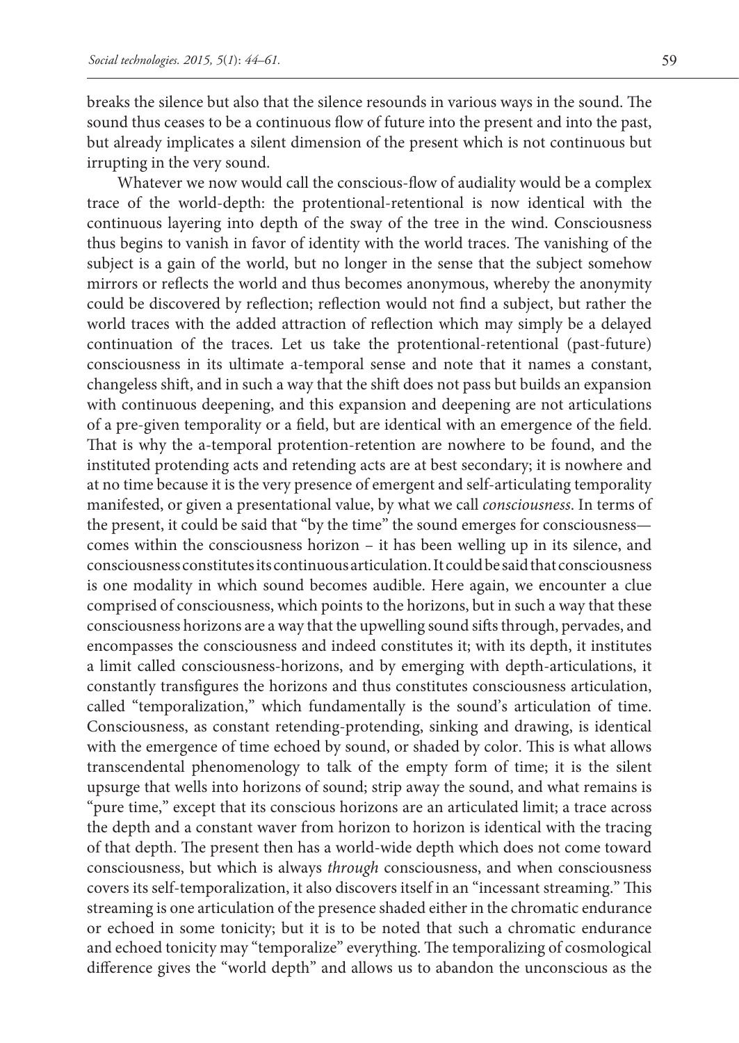breaks the silence but also that the silence resounds in various ways in the sound. The sound thus ceases to be a continuous flow of future into the present and into the past, but already implicates a silent dimension of the present which is not continuous but irrupting in the very sound.

Whatever we now would call the conscious-flow of audiality would be a complex trace of the world-depth: the protentional-retentional is now identical with the continuous layering into depth of the sway of the tree in the wind. Consciousness thus begins to vanish in favor of identity with the world traces. The vanishing of the subject is a gain of the world, but no longer in the sense that the subject somehow mirrors or reflects the world and thus becomes anonymous, whereby the anonymity could be discovered by reflection; reflection would not find a subject, but rather the world traces with the added attraction of reflection which may simply be a delayed continuation of the traces. Let us take the protentional-retentional (past-future) consciousness in its ultimate a-temporal sense and note that it names a constant, changeless shift, and in such a way that the shift does not pass but builds an expansion with continuous deepening, and this expansion and deepening are not articulations of a pre-given temporality or a field, but are identical with an emergence of the field. That is why the a-temporal protention-retention are nowhere to be found, and the instituted protending acts and retending acts are at best secondary; it is nowhere and at no time because it is the very presence of emergent and self-articulating temporality manifested, or given a presentational value, by what we call *consciousness*. In terms of the present, it could be said that "by the time" the sound emerges for consciousness—comes within the consciousness horizon – it has been welling up in its silence, and consciousness constitutes its continuous articulation. It could be said that consciousness is one modality in which sound becomes audible. Here again, we encounter a clue comprised of consciousness, which points to the horizons, but in such a way that these consciousness horizons are a way that the upwelling sound sifts through, pervades, and encompasses the consciousness and indeed constitutes it; with its depth, it institutes a limit called consciousness-horizons, and by emerging with depth-articulations, it constantly transfigures the horizons and thus constitutes consciousness articulation, called "temporalization," which fundamentally is the sound's articulation of time. Consciousness, as constant retending-protending, sinking and drawing, is identical with the emergence of time echoed by sound, or shaded by color. This is what allows transcendental phenomenology to talk of the empty form of time; it is the silent upsurge that wells into horizons of sound; strip away the sound, and what remains is "pure time," except that its conscious horizons are an articulated limit; a trace across the depth and a constant waver from horizon to horizon is identical with the tracing of that depth. The present then has a world-wide depth which does not come toward consciousness, but which is always *through* consciousness, and when consciousness covers its self-temporalization, it also discovers itself in an "incessant streaming." This streaming is one articulation of the presence shaded either in the chromatic endurance or echoed in some tonicity; but it is to be noted that such a chromatic endurance and echoed tonicity may "temporalize" everything. The temporalizing of cosmological difference gives the "world depth" and allows us to abandon the unconscious as the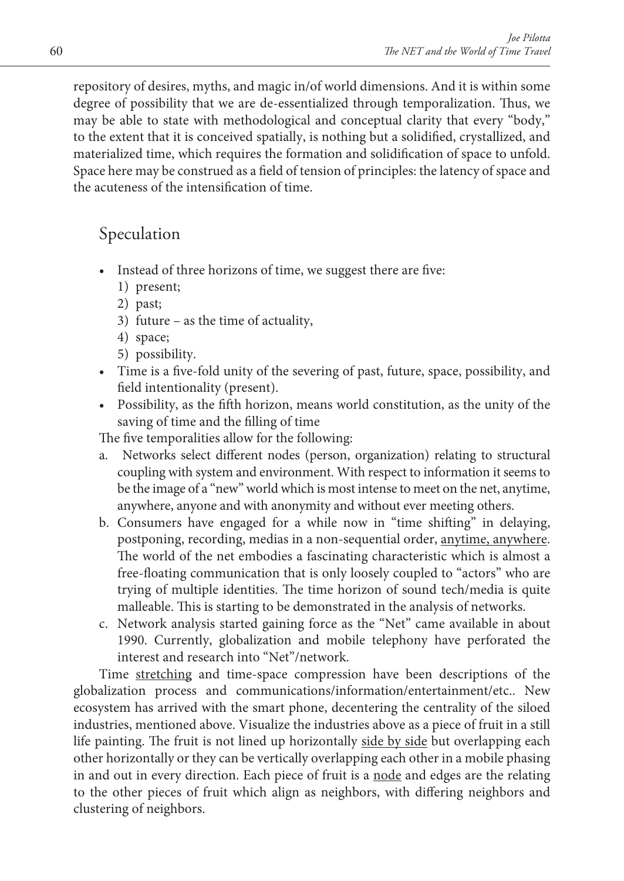repository of desires, myths, and magic in/of world dimensions. And it is within some degree of possibility that we are de-essentialized through temporalization. Thus, we may be able to state with methodological and conceptual clarity that every "body," to the extent that it is conceived spatially, is nothing but a solidified, crystallized, and materialized time, which requires the formation and solidification of space to unfold. Space here may be construed as a field of tension of principles: the latency of space and the acuteness of the intensification of time.

## Speculation

- Instead of three horizons of time, we suggest there are five:
  1) present;
  2) past;
  3) future – as the time of actuality,
  4) space;
  5) possibility.
- Time is a five-fold unity of the severing of past, future, space, possibility, and field intentionality (present).
- Possibility, as the fifth horizon, means world constitution, as the unity of the saving of time and the filling of time

The five temporalities allow for the following:

a. Networks select different nodes (person, organization) relating to structural coupling with system and environment. With respect to information it seems to be the image of a "new" world which is most intense to meet on the net, anytime, anywhere, anyone and with anonymity and without ever meeting others.

b. Consumers have engaged for a while now in "time shifting" in delaying, postponing, recording, medias in a non-sequential order, <u>anytime, anywhere</u>. The world of the net embodies a fascinating characteristic which is almost a free-floating communication that is only loosely coupled to "actors" who are trying of multiple identities. The time horizon of sound tech/media is quite malleable. This is starting to be demonstrated in the analysis of networks.

c. Network analysis started gaining force as the "Net" came available in about 1990. Currently, globalization and mobile telephony have perforated the interest and research into "Net"/network.

Time <u>stretching</u> and time-space compression have been descriptions of the globalization process and communications/information/entertainment/etc.. New ecosystem has arrived with the smart phone, decentering the centrality of the siloed industries, mentioned above. Visualize the industries above as a piece of fruit in a still life painting. The fruit is not lined up horizontally <u>side by side</u> but overlapping each other horizontally or they can be vertically overlapping each other in a mobile phasing in and out in every direction. Each piece of fruit is a <u>node</u> and edges are the relating to the other pieces of fruit which align as neighbors, with differing neighbors and clustering of neighbors.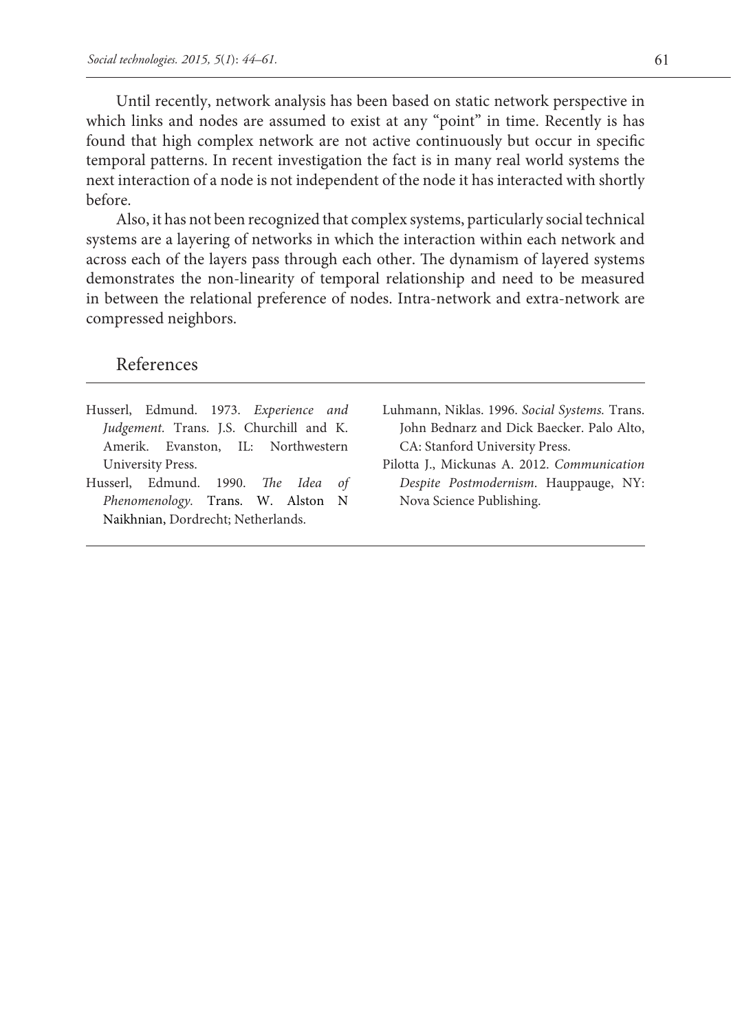Until recently, network analysis has been based on static network perspective in which links and nodes are assumed to exist at any "point" in time. Recently is has found that high complex network are not active continuously but occur in specific temporal patterns. In recent investigation the fact is in many real world systems the next interaction of a node is not independent of the node it has interacted with shortly before.

Also, it has not been recognized that complex systems, particularly social technical systems are a layering of networks in which the interaction within each network and across each of the layers pass through each other. The dynamism of layered systems demonstrates the non-linearity of temporal relationship and need to be measured in between the relational preference of nodes. Intra-network and extra-network are compressed neighbors.

## References

Husserl, Edmund. 1973. *Experience and Judgement*. Trans. J.S. Churchill and K. Amerik. Evanston, IL: Northwestern University Press.

Husserl, Edmund. 1990. *The Idea of Phenomenology*. Trans. W. Alston N Naikhnian, Dordrecht; Netherlands.

Luhmann, Niklas. 1996. *Social Systems*. Trans. John Bednarz and Dick Baecker. Palo Alto, CA: Stanford University Press.

Pilotta J., Mickunas A. 2012. *Communication Despite Postmodernism*. Hauppauge, NY: Nova Science Publishing.